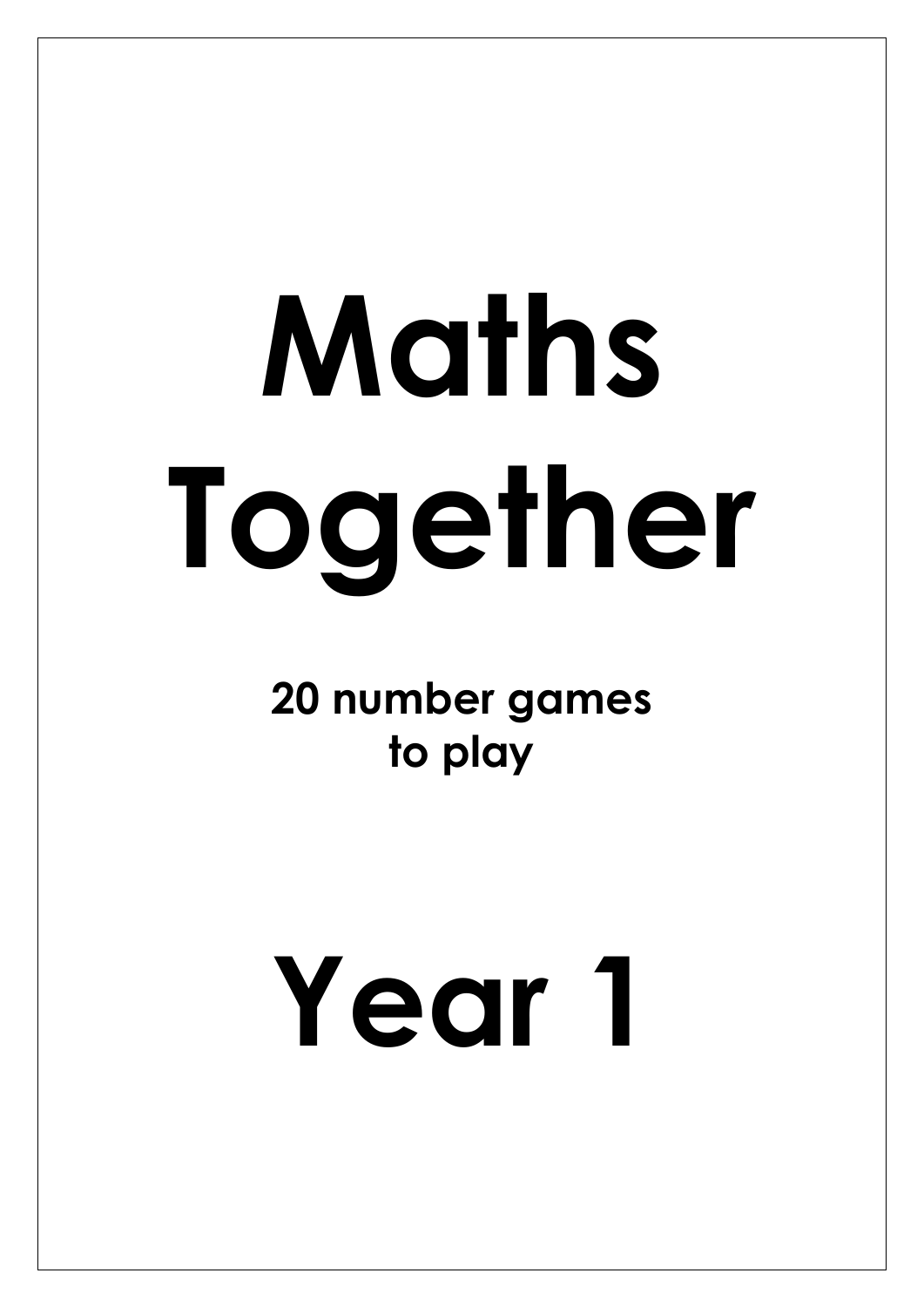# Maths Together

**20 number games to play**

# Year 1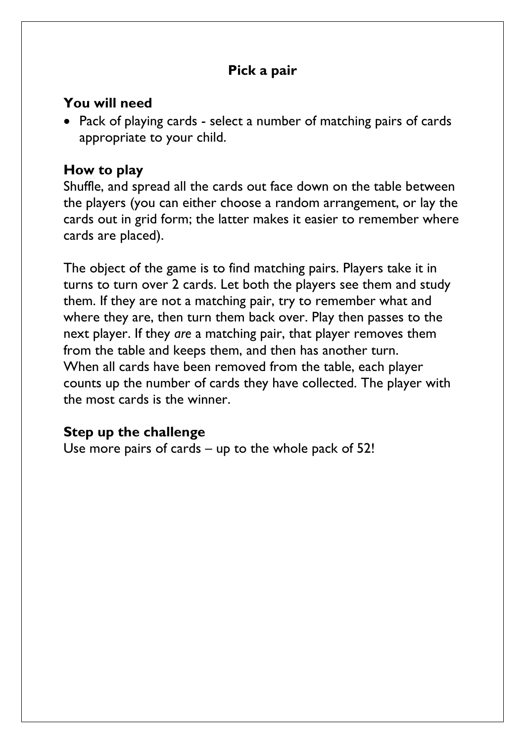# Pick a pair

## You will need

- Pack of playing cards - select a number of matching pairs of cards appropriate to your child.

## How to play

Shuffle, and spread all the cards out face down on the table between the players (you can either choose a random arrangement, or lay the cards out in grid form; the latter makes it easier to remember where cards are placed).

The object of the game is to find matching pairs. Players take it in turns to turn over 2 cards. Let both the players see them and study them. If they are not a matching pair, try to remember what and where they are, then turn them back over. Play then passes to the next player. If they *are* a matching pair, that player removes them from the table and keeps them, and then has another turn. When all cards have been removed from the table, each player counts up the number of cards they have collected. The player with the most cards is the winner.

## Step up the challenge

Use more pairs of cards – up to the whole pack of 52!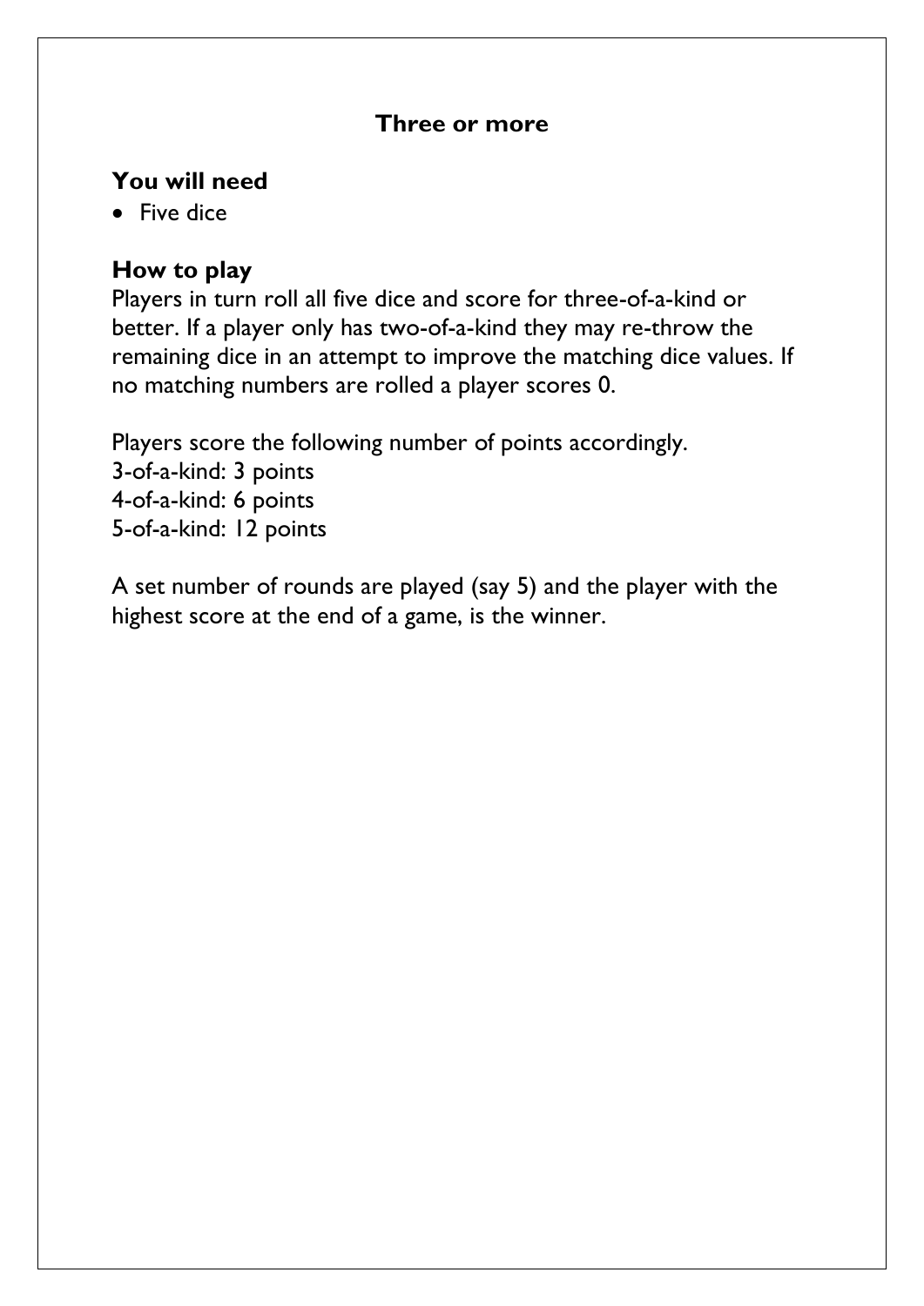## Three or more

### You will need

- Five dice

### How to play

Players in turn roll all five dice and score for three-of-a-kind or better. If a player only has two-of-a-kind they may re-throw the remaining dice in an attempt to improve the matching dice values. If no matching numbers are rolled a player scores 0.

Players score the following number of points accordingly.
3-of-a-kind: 3 points
4-of-a-kind: 6 points
5-of-a-kind: 12 points

A set number of rounds are played (say 5) and the player with the highest score at the end of a game, is the winner.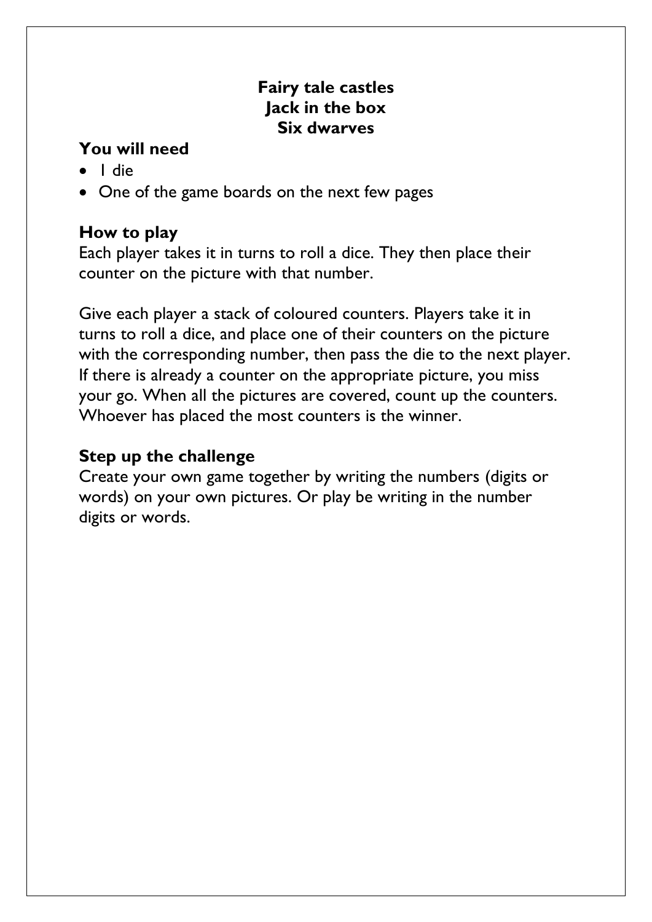**Fairy tale castles**
**Jack in the box**
**Six dwarves**

## You will need

- 1 die
- One of the game boards on the next few pages

## How to play

Each player takes it in turns to roll a dice. They then place their counter on the picture with that number.

Give each player a stack of coloured counters. Players take it in turns to roll a dice, and place one of their counters on the picture with the corresponding number, then pass the die to the next player. If there is already a counter on the appropriate picture, you miss your go. When all the pictures are covered, count up the counters. Whoever has placed the most counters is the winner.

## Step up the challenge

Create your own game together by writing the numbers (digits or words) on your own pictures. Or play be writing in the number digits or words.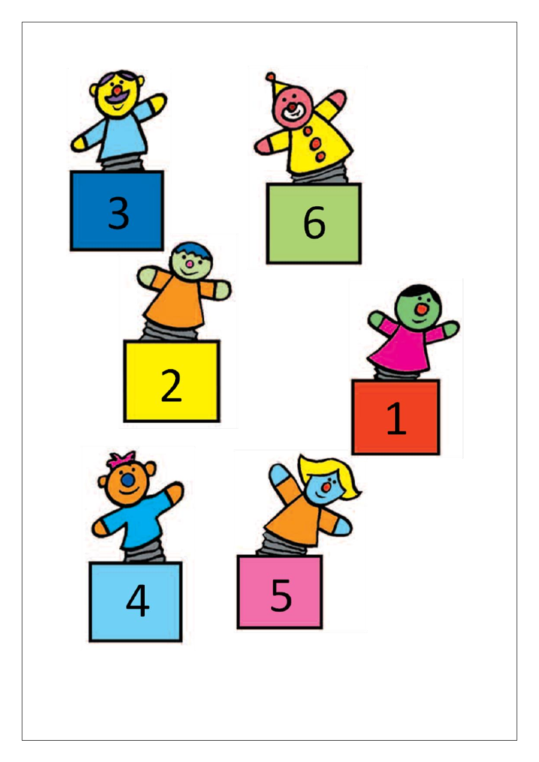3

6

2

1

4

5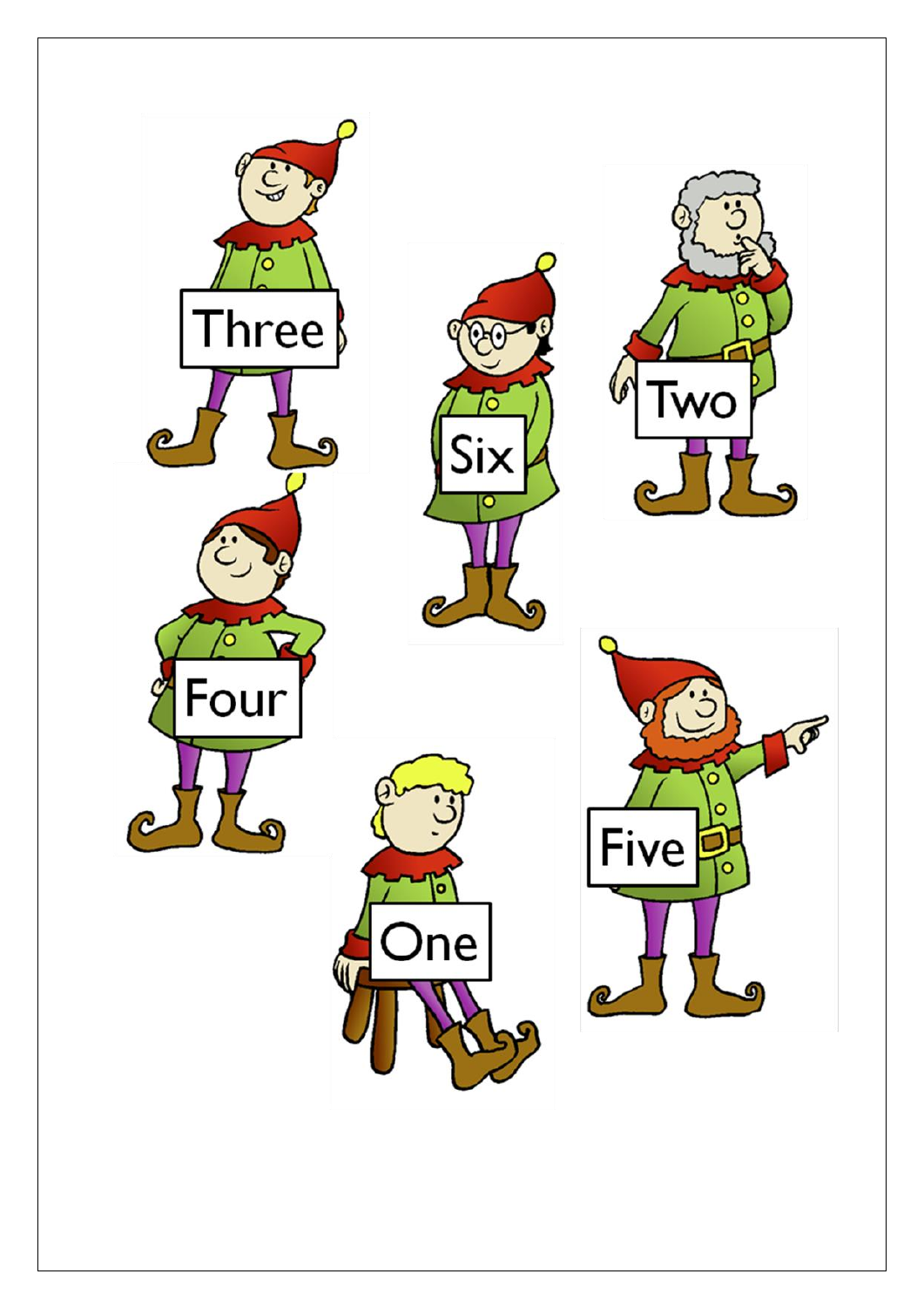Three

Six

Two

Four

One

Five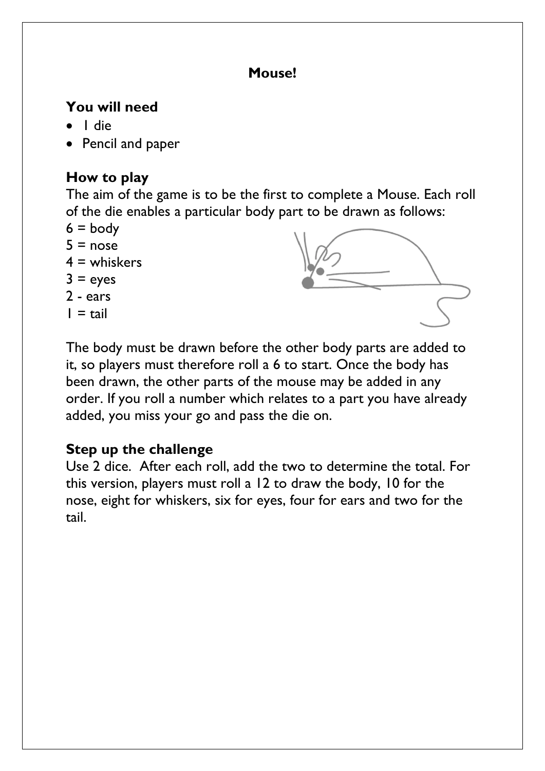## Mouse!

### You will need

- 1 die
- Pencil and paper

### How to play

The aim of the game is to be the first to complete a Mouse. Each roll of the die enables a particular body part to be drawn as follows:

6 = body
5 = nose
4 = whiskers
3 = eyes
2 - ears
1 = tail

The body must be drawn before the other body parts are added to it, so players must therefore roll a 6 to start. Once the body has been drawn, the other parts of the mouse may be added in any order. If you roll a number which relates to a part you have already added, you miss your go and pass the die on.

### Step up the challenge

Use 2 dice. After each roll, add the two to determine the total. For this version, players must roll a 12 to draw the body, 10 for the nose, eight for whiskers, six for eyes, four for ears and two for the tail.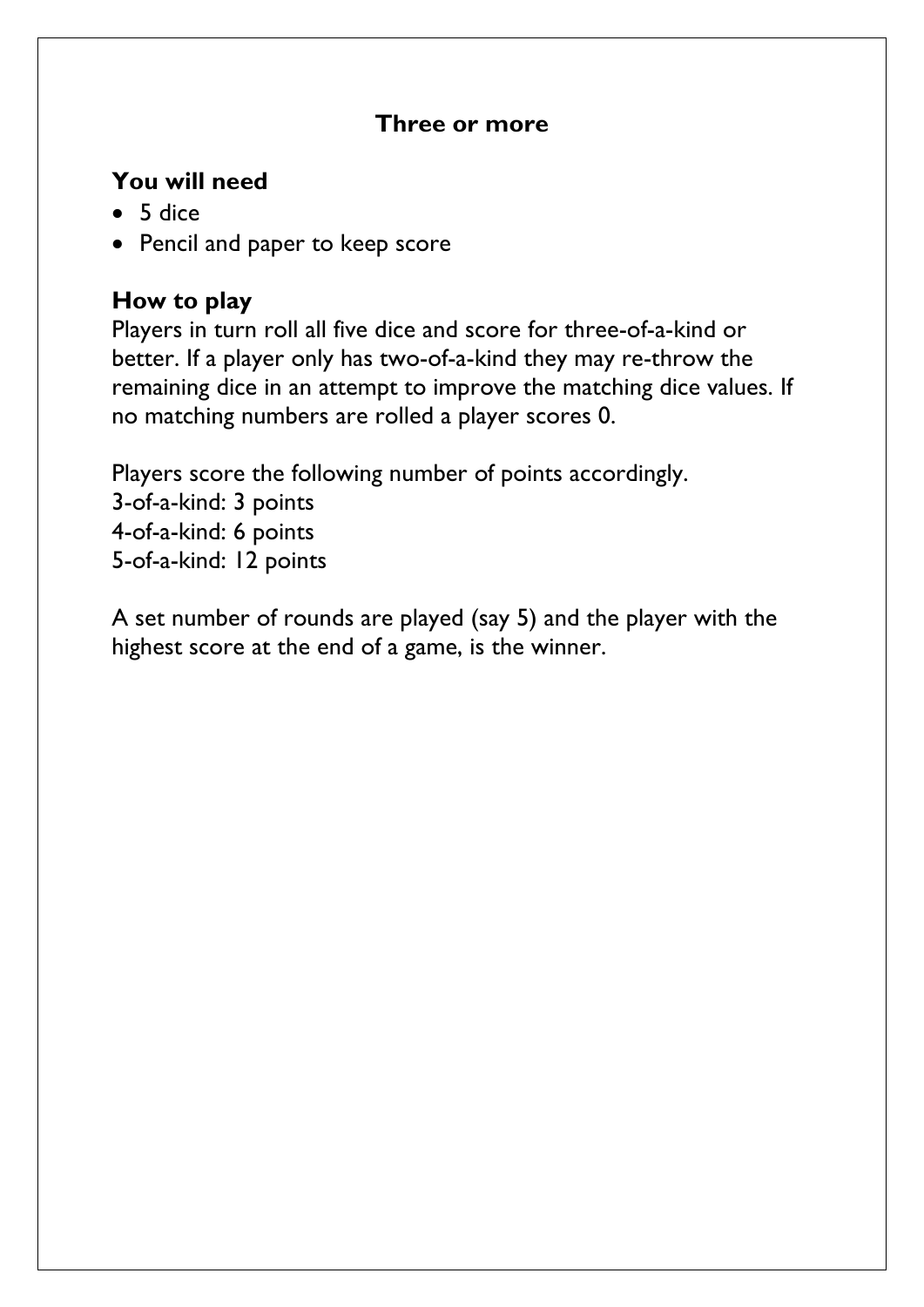## Three or more

### You will need

- 5 dice
- Pencil and paper to keep score

### How to play

Players in turn roll all five dice and score for three-of-a-kind or better. If a player only has two-of-a-kind they may re-throw the remaining dice in an attempt to improve the matching dice values. If no matching numbers are rolled a player scores 0.

Players score the following number of points accordingly.
3-of-a-kind: 3 points
4-of-a-kind: 6 points
5-of-a-kind: 12 points

A set number of rounds are played (say 5) and the player with the highest score at the end of a game, is the winner.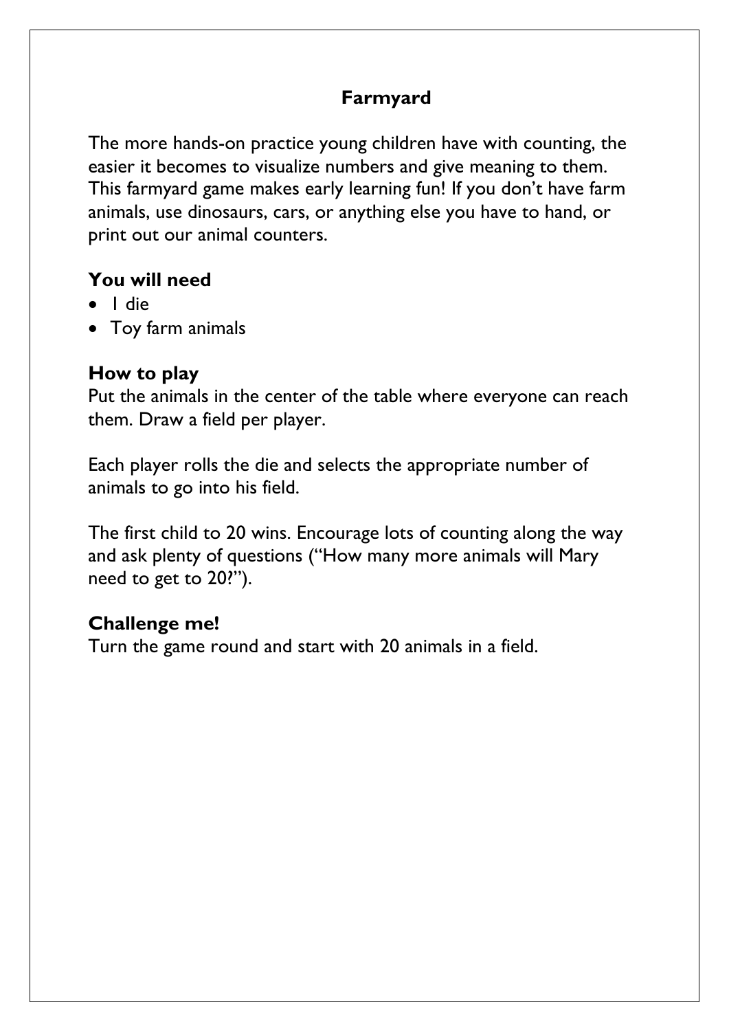# Farmyard

The more hands-on practice young children have with counting, the easier it becomes to visualize numbers and give meaning to them. This farmyard game makes early learning fun! If you don't have farm animals, use dinosaurs, cars, or anything else you have to hand, or print out our animal counters.

## You will need

- 1 die
- Toy farm animals

## How to play

Put the animals in the center of the table where everyone can reach them. Draw a field per player.

Each player rolls the die and selects the appropriate number of animals to go into his field.

The first child to 20 wins. Encourage lots of counting along the way and ask plenty of questions ("How many more animals will Mary need to get to 20?").

## Challenge me!

Turn the game round and start with 20 animals in a field.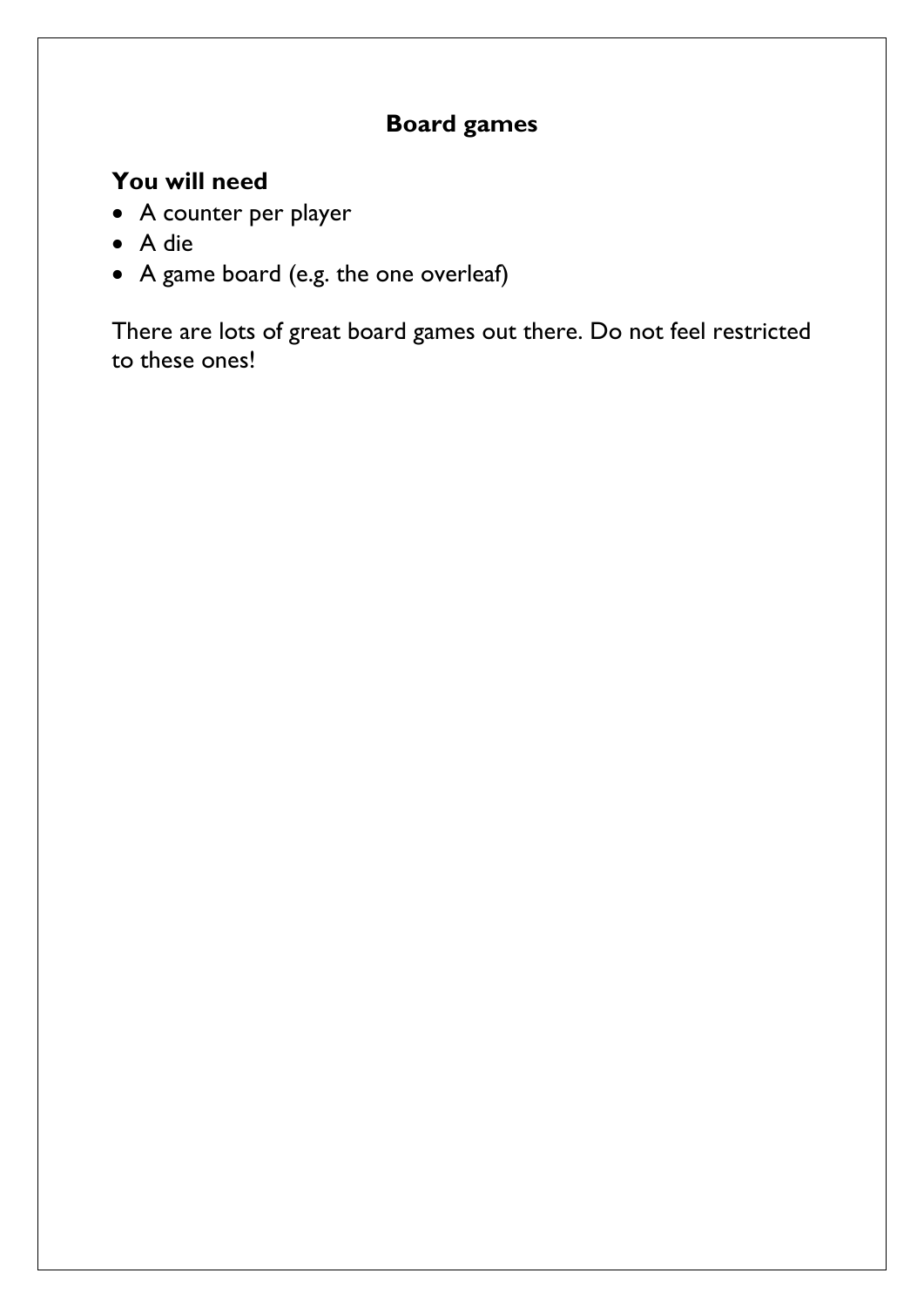## Board games

### You will need

- A counter per player
- A die
- A game board (e.g. the one overleaf)

There are lots of great board games out there. Do not feel restricted to these ones!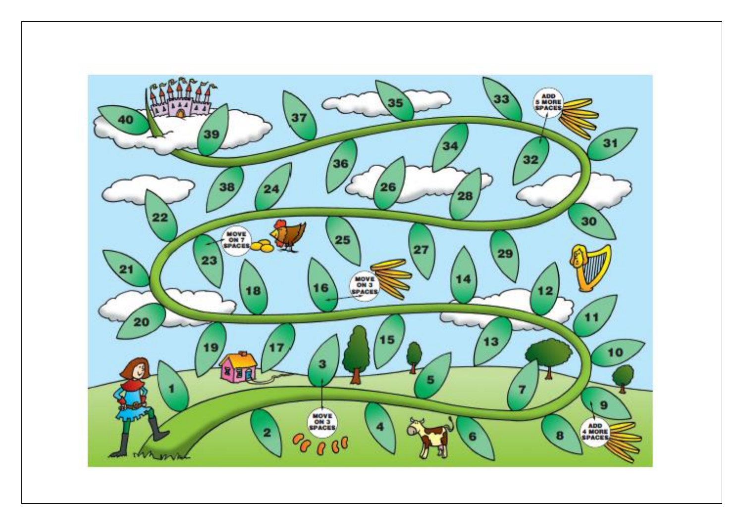40 39 37 35 33 ADD 5 MORE SPACES 31

38 24 36 26 34 28 32

22 MOVE ON 7 SPACES 23 25 27 29 30

21 18 16 MOVE ON 3 SPACES 14 12

20 19 17 3 15 13 11 10

1 MOVE ON 3 SPACES 5 7 9

2 4 6 8 ADD 4 MORE SPACES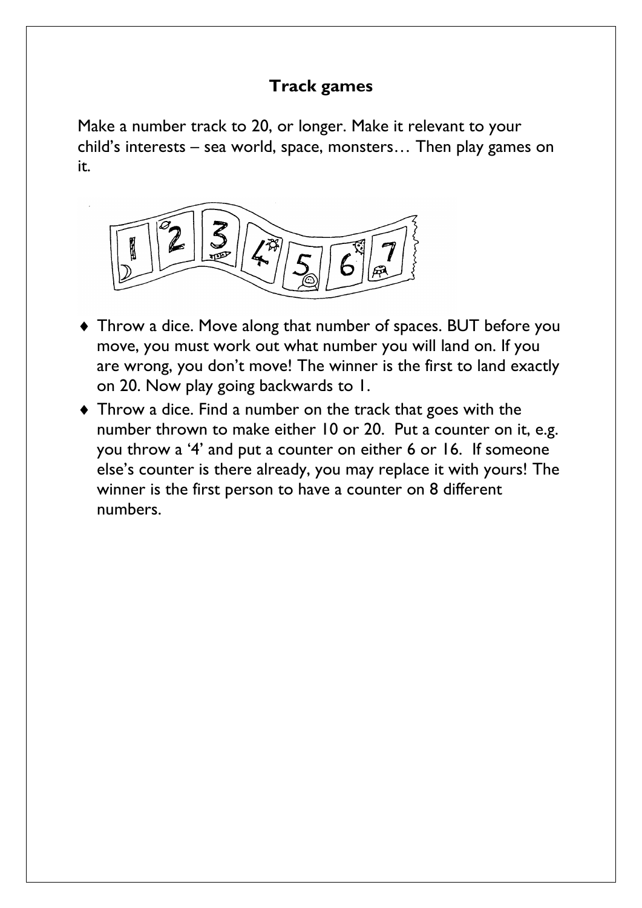## Track games

Make a number track to 20, or longer. Make it relevant to your child's interests – sea world, space, monsters… Then play games on it.

- Throw a dice. Move along that number of spaces. BUT before you move, you must work out what number you will land on. If you are wrong, you don't move! The winner is the first to land exactly on 20. Now play going backwards to 1.
- Throw a dice. Find a number on the track that goes with the number thrown to make either 10 or 20. Put a counter on it, e.g. you throw a '4' and put a counter on either 6 or 16. If someone else's counter is there already, you may replace it with yours! The winner is the first person to have a counter on 8 different numbers.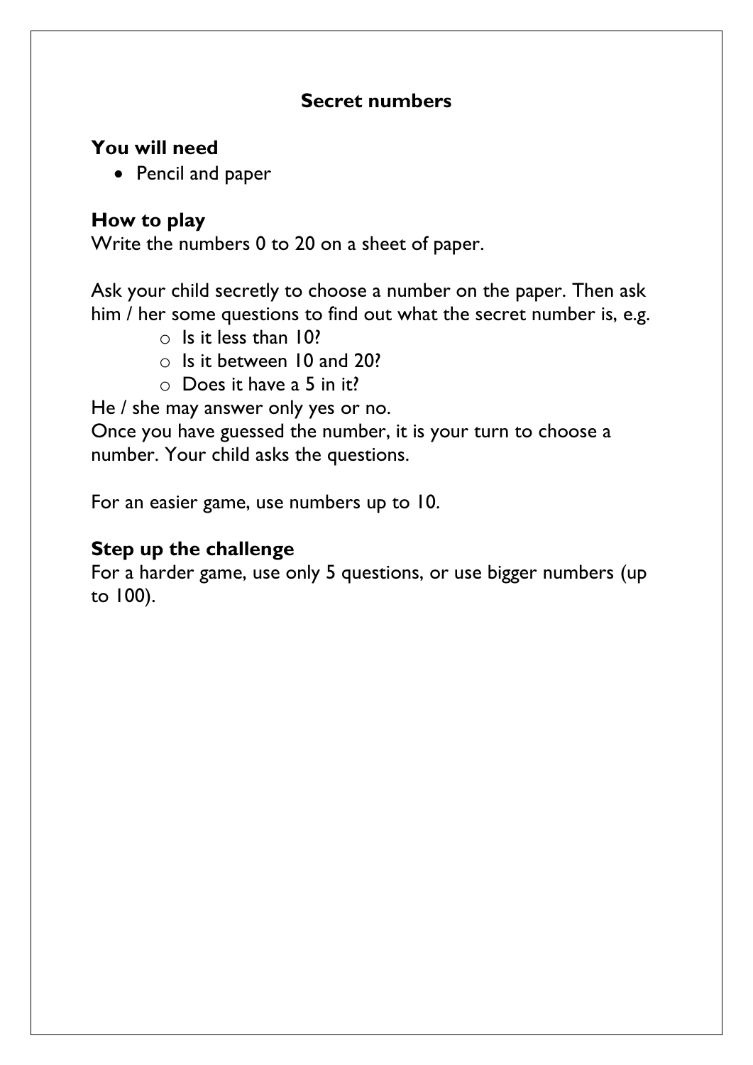## Secret numbers

### You will need

- Pencil and paper

### How to play

Write the numbers 0 to 20 on a sheet of paper.

Ask your child secretly to choose a number on the paper. Then ask him / her some questions to find out what the secret number is, e.g.

- Is it less than 10?
- Is it between 10 and 20?
- Does it have a 5 in it?

He / she may answer only yes or no.
Once you have guessed the number, it is your turn to choose a number. Your child asks the questions.

For an easier game, use numbers up to 10.

### Step up the challenge

For a harder game, use only 5 questions, or use bigger numbers (up to 100).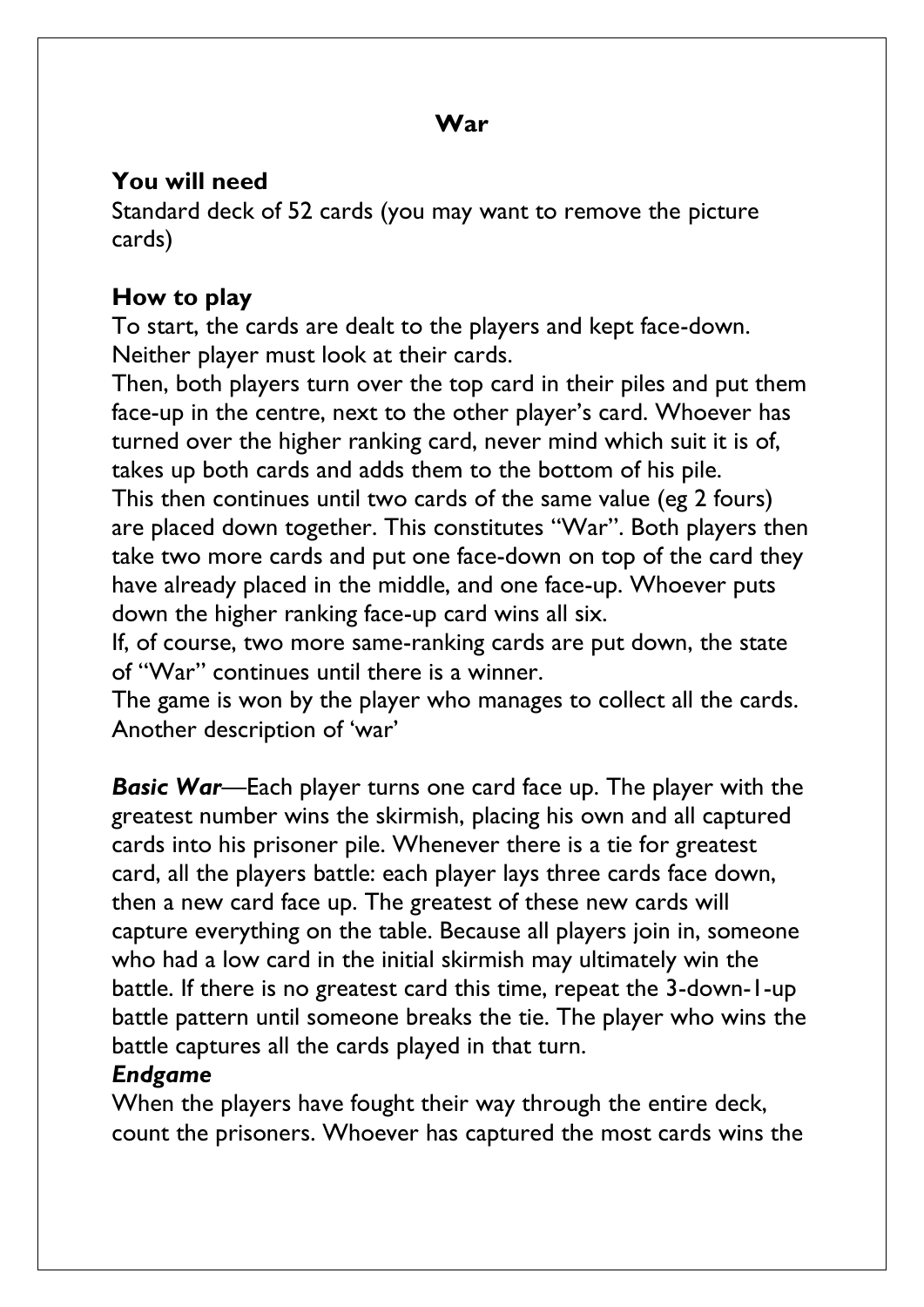## War

### You will need

Standard deck of 52 cards (you may want to remove the picture cards)

### How to play

To start, the cards are dealt to the players and kept face-down. Neither player must look at their cards.
Then, both players turn over the top card in their piles and put them face-up in the centre, next to the other player's card. Whoever has turned over the higher ranking card, never mind which suit it is of, takes up both cards and adds them to the bottom of his pile.
This then continues until two cards of the same value (eg 2 fours) are placed down together. This constitutes "War". Both players then take two more cards and put one face-down on top of the card they have already placed in the middle, and one face-up. Whoever puts down the higher ranking face-up card wins all six.
If, of course, two more same-ranking cards are put down, the state of "War" continues until there is a winner.
The game is won by the player who manages to collect all the cards.
Another description of 'war'

***Basic War***—Each player turns one card face up. The player with the greatest number wins the skirmish, placing his own and all captured cards into his prisoner pile. Whenever there is a tie for greatest card, all the players battle: each player lays three cards face down, then a new card face up. The greatest of these new cards will capture everything on the table. Because all players join in, someone who had a low card in the initial skirmish may ultimately win the battle. If there is no greatest card this time, repeat the 3-down-1-up battle pattern until someone breaks the tie. The player who wins the battle captures all the cards played in that turn.

***Endgame***

When the players have fought their way through the entire deck, count the prisoners. Whoever has captured the most cards wins the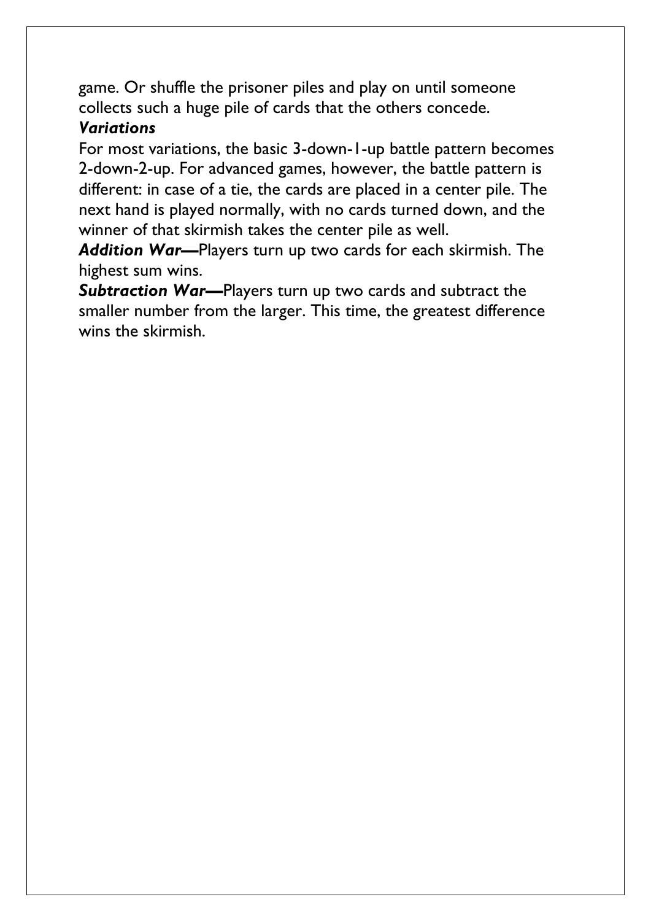game. Or shuffle the prisoner piles and play on until someone collects such a huge pile of cards that the others concede.

***Variations***

For most variations, the basic 3-down-1-up battle pattern becomes 2-down-2-up. For advanced games, however, the battle pattern is different: in case of a tie, the cards are placed in a center pile. The next hand is played normally, with no cards turned down, and the winner of that skirmish takes the center pile as well.

***Addition War—***Players turn up two cards for each skirmish. The highest sum wins.

***Subtraction War—***Players turn up two cards and subtract the smaller number from the larger. This time, the greatest difference wins the skirmish.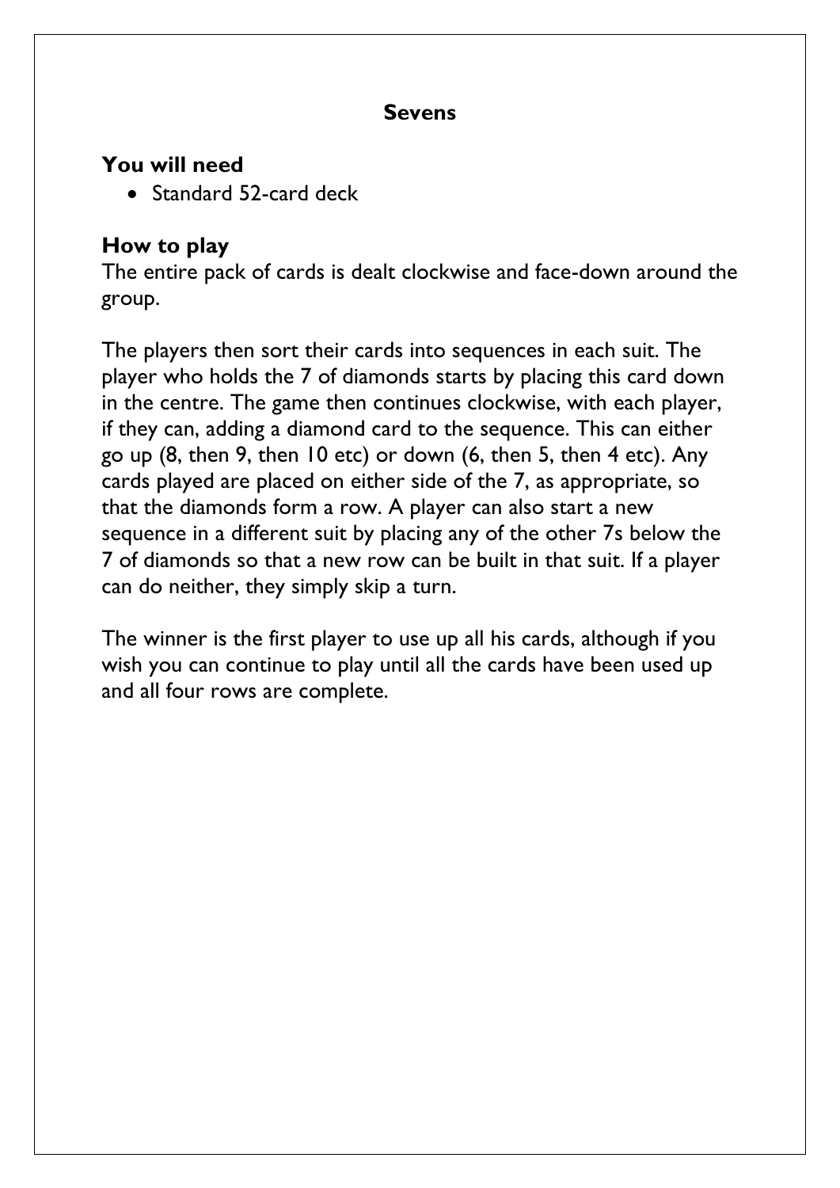# Sevens

## You will need

- Standard 52-card deck

## How to play

The entire pack of cards is dealt clockwise and face-down around the group.

The players then sort their cards into sequences in each suit. The player who holds the 7 of diamonds starts by placing this card down in the centre. The game then continues clockwise, with each player, if they can, adding a diamond card to the sequence. This can either go up (8, then 9, then 10 etc) or down (6, then 5, then 4 etc). Any cards played are placed on either side of the 7, as appropriate, so that the diamonds form a row. A player can also start a new sequence in a different suit by placing any of the other 7s below the 7 of diamonds so that a new row can be built in that suit. If a player can do neither, they simply skip a turn.

The winner is the first player to use up all his cards, although if you wish you can continue to play until all the cards have been used up and all four rows are complete.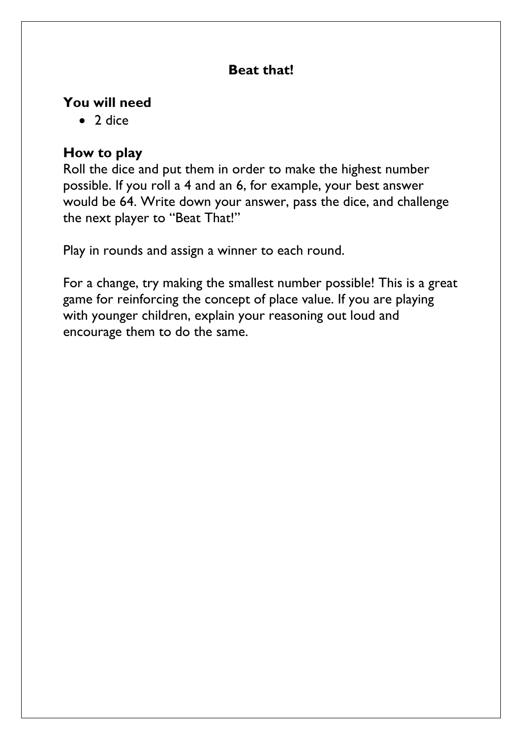# Beat that!

## You will need

- 2 dice

## How to play

Roll the dice and put them in order to make the highest number possible. If you roll a 4 and an 6, for example, your best answer would be 64. Write down your answer, pass the dice, and challenge the next player to "Beat That!"

Play in rounds and assign a winner to each round.

For a change, try making the smallest number possible! This is a great game for reinforcing the concept of place value. If you are playing with younger children, explain your reasoning out loud and encourage them to do the same.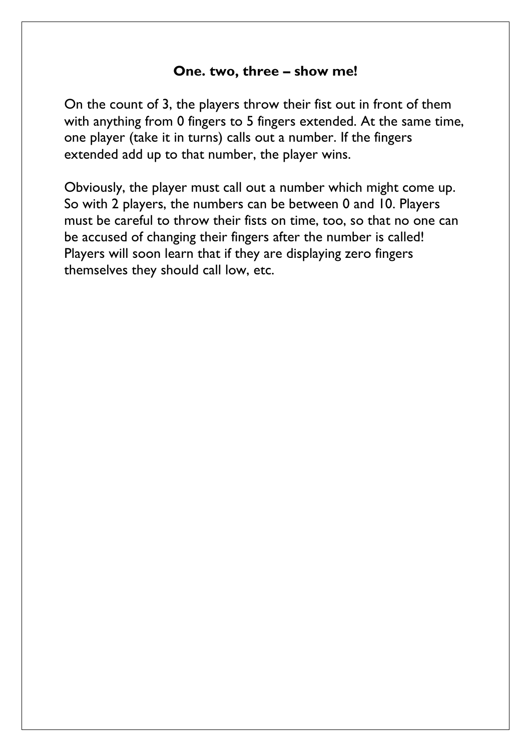**One. two, three – show me!**

On the count of 3, the players throw their fist out in front of them with anything from 0 fingers to 5 fingers extended. At the same time, one player (take it in turns) calls out a number. If the fingers extended add up to that number, the player wins.

Obviously, the player must call out a number which might come up. So with 2 players, the numbers can be between 0 and 10. Players must be careful to throw their fists on time, too, so that no one can be accused of changing their fingers after the number is called! Players will soon learn that if they are displaying zero fingers themselves they should call low, etc.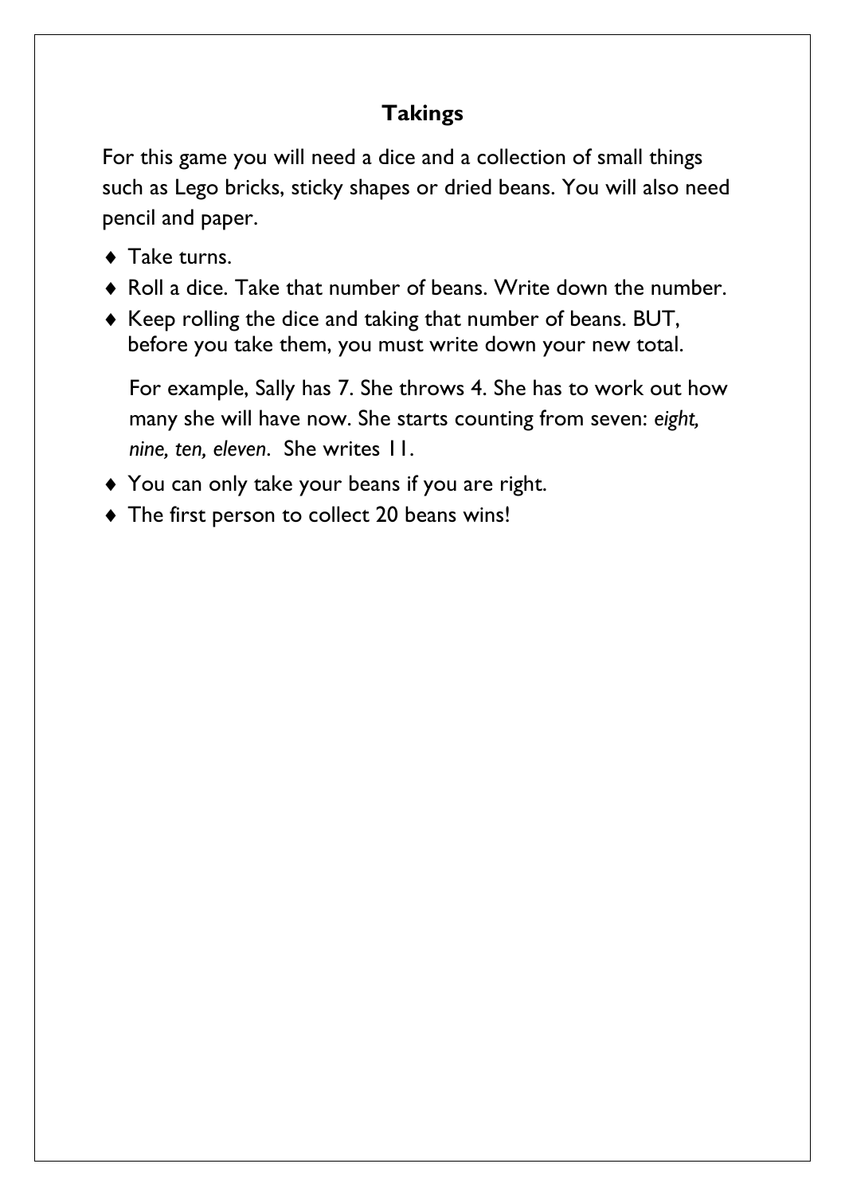## Takings

For this game you will need a dice and a collection of small things such as Lego bricks, sticky shapes or dried beans. You will also need pencil and paper.

- Take turns.
- Roll a dice. Take that number of beans. Write down the number.
- Keep rolling the dice and taking that number of beans. BUT, before you take them, you must write down your new total.

  For example, Sally has 7. She throws 4. She has to work out how many she will have now. She starts counting from seven: *eight, nine, ten, eleven*. She writes 11.

- You can only take your beans if you are right.
- The first person to collect 20 beans wins!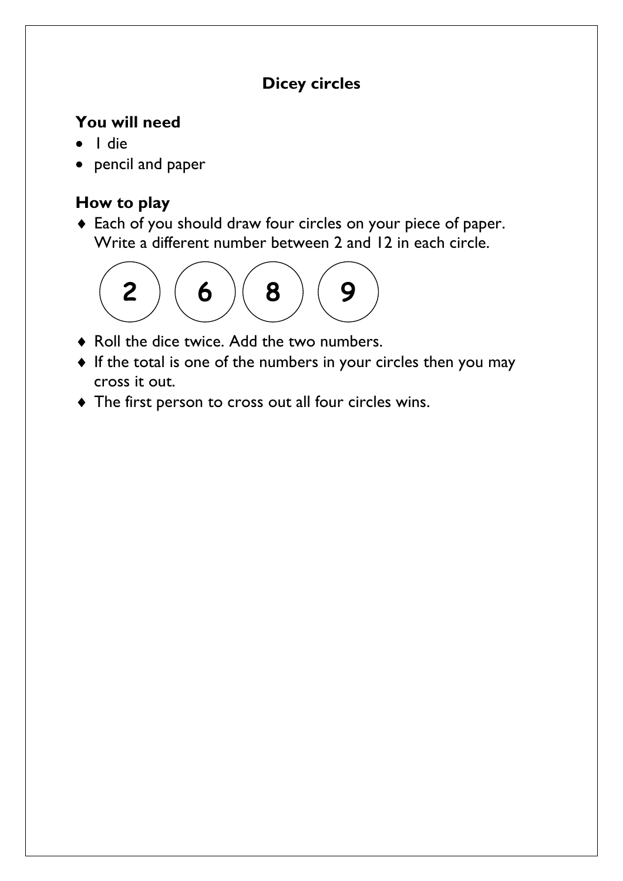## Dicey circles

### You will need

- 1 die
- pencil and paper

### How to play

- Each of you should draw four circles on your piece of paper. Write a different number between 2 and 12 in each circle.

2 6 8 9

- Roll the dice twice. Add the two numbers.
- If the total is one of the numbers in your circles then you may cross it out.
- The first person to cross out all four circles wins.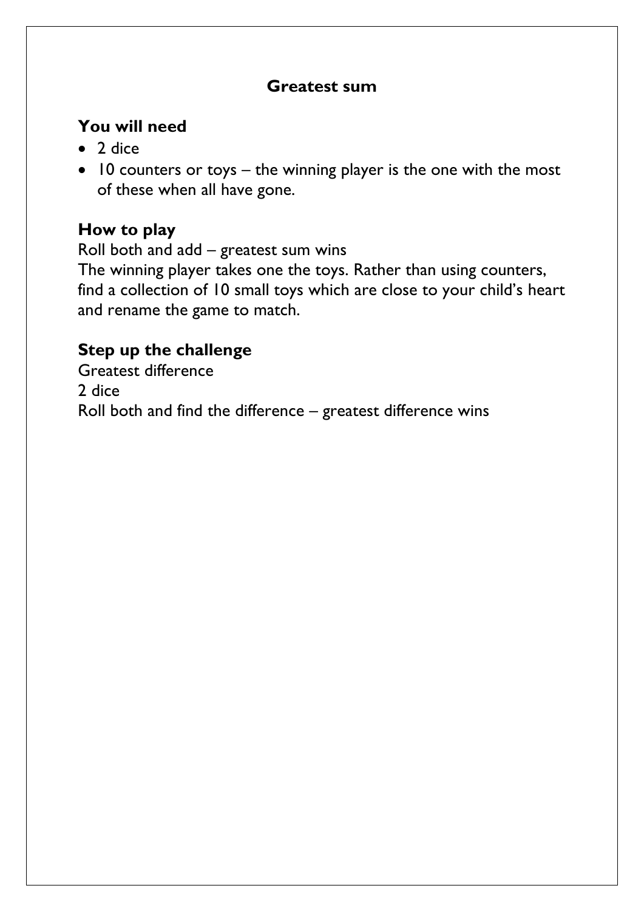## Greatest sum

### You will need

- 2 dice
- 10 counters or toys – the winning player is the one with the most of these when all have gone.

### How to play

Roll both and add – greatest sum wins
The winning player takes one the toys. Rather than using counters, find a collection of 10 small toys which are close to your child's heart and rename the game to match.

### Step up the challenge

Greatest difference
2 dice
Roll both and find the difference – greatest difference wins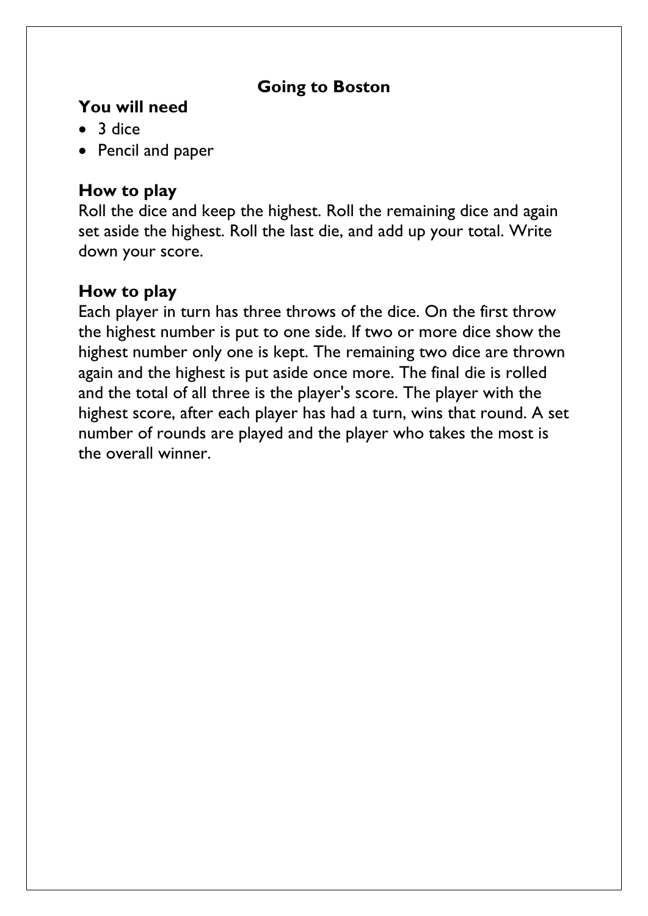## Going to Boston

### You will need

- 3 dice
- Pencil and paper

### How to play

Roll the dice and keep the highest. Roll the remaining dice and again set aside the highest. Roll the last die, and add up your total. Write down your score.

### How to play

Each player in turn has three throws of the dice. On the first throw the highest number is put to one side. If two or more dice show the highest number only one is kept. The remaining two dice are thrown again and the highest is put aside once more. The final die is rolled and the total of all three is the player's score. The player with the highest score, after each player has had a turn, wins that round. A set number of rounds are played and the player who takes the most is the overall winner.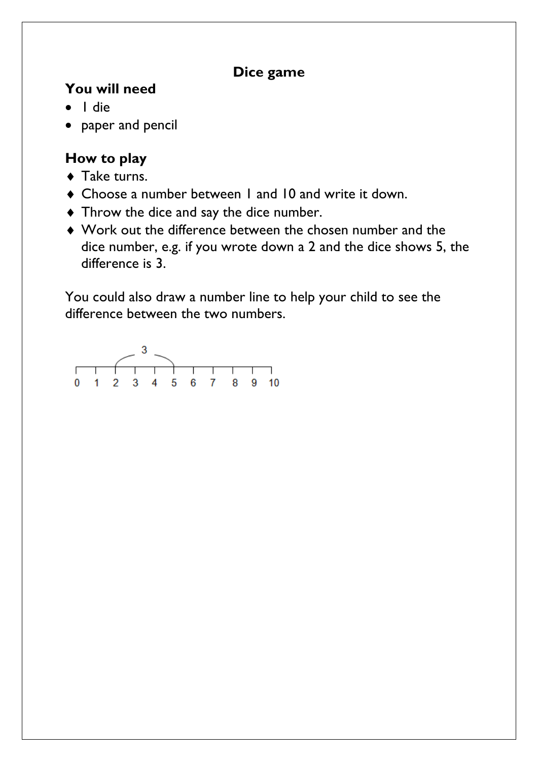## Dice game

### You will need

- 1 die
- paper and pencil

### How to play

- Take turns.
- Choose a number between 1 and 10 and write it down.
- Throw the dice and say the dice number.
- Work out the difference between the chosen number and the dice number, e.g. if you wrote down a 2 and the dice shows 5, the difference is 3.

You could also draw a number line to help your child to see the difference between the two numbers.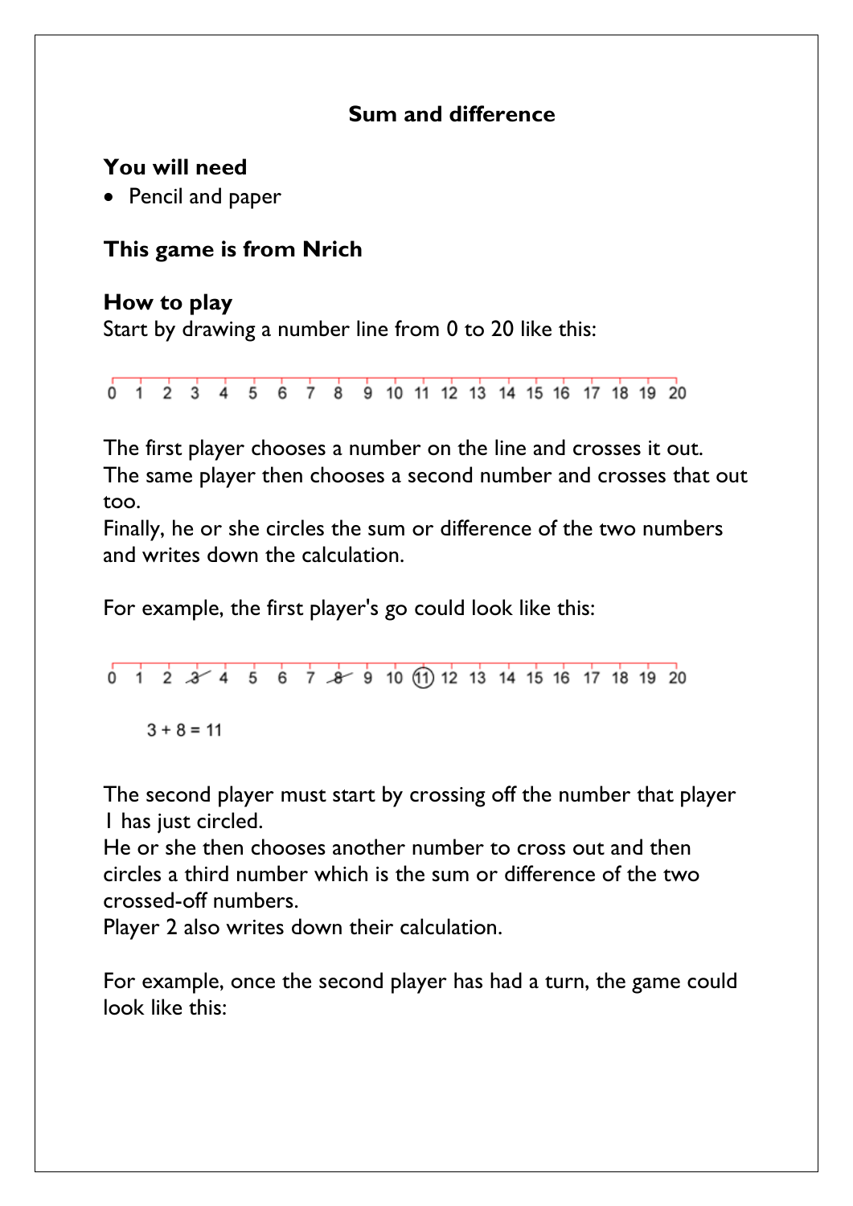**Sum and difference**

**You will need**

- Pencil and paper

**This game is from Nrich**

**How to play**

Start by drawing a number line from 0 to 20 like this:

0 1 2 3 4 5 6 7 8 9 10 11 12 13 14 15 16 17 18 19 20

The first player chooses a number on the line and crosses it out.
The same player then chooses a second number and crosses that out too.
Finally, he or she circles the sum or difference of the two numbers and writes down the calculation.

For example, the first player's go could look like this:

0 1 2 ~~3~~ 4 5 6 7 ~~8~~ 9 10 (11) 12 13 14 15 16 17 18 19 20

3 + 8 = 11

The second player must start by crossing off the number that player 1 has just circled.
He or she then chooses another number to cross out and then circles a third number which is the sum or difference of the two crossed-off numbers.
Player 2 also writes down their calculation.

For example, once the second player has had a turn, the game could look like this: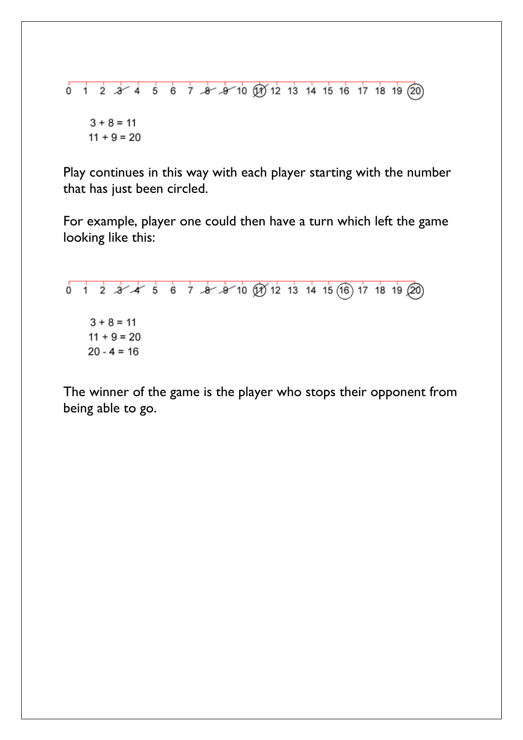0 1 2 3 4 5 6 7 8 9 10 11 12 13 14 15 16 17 18 19 20

$3 + 8 = 11$
$11 + 9 = 20$

Play continues in this way with each player starting with the number that has just been circled.

For example, player one could then have a turn which left the game looking like this:

0 1 2 3 4 5 6 7 8 9 10 11 12 13 14 15 16 17 18 19 20

$3 + 8 = 11$
$11 + 9 = 20$
$20 - 4 = 16$

The winner of the game is the player who stops their opponent from being able to go.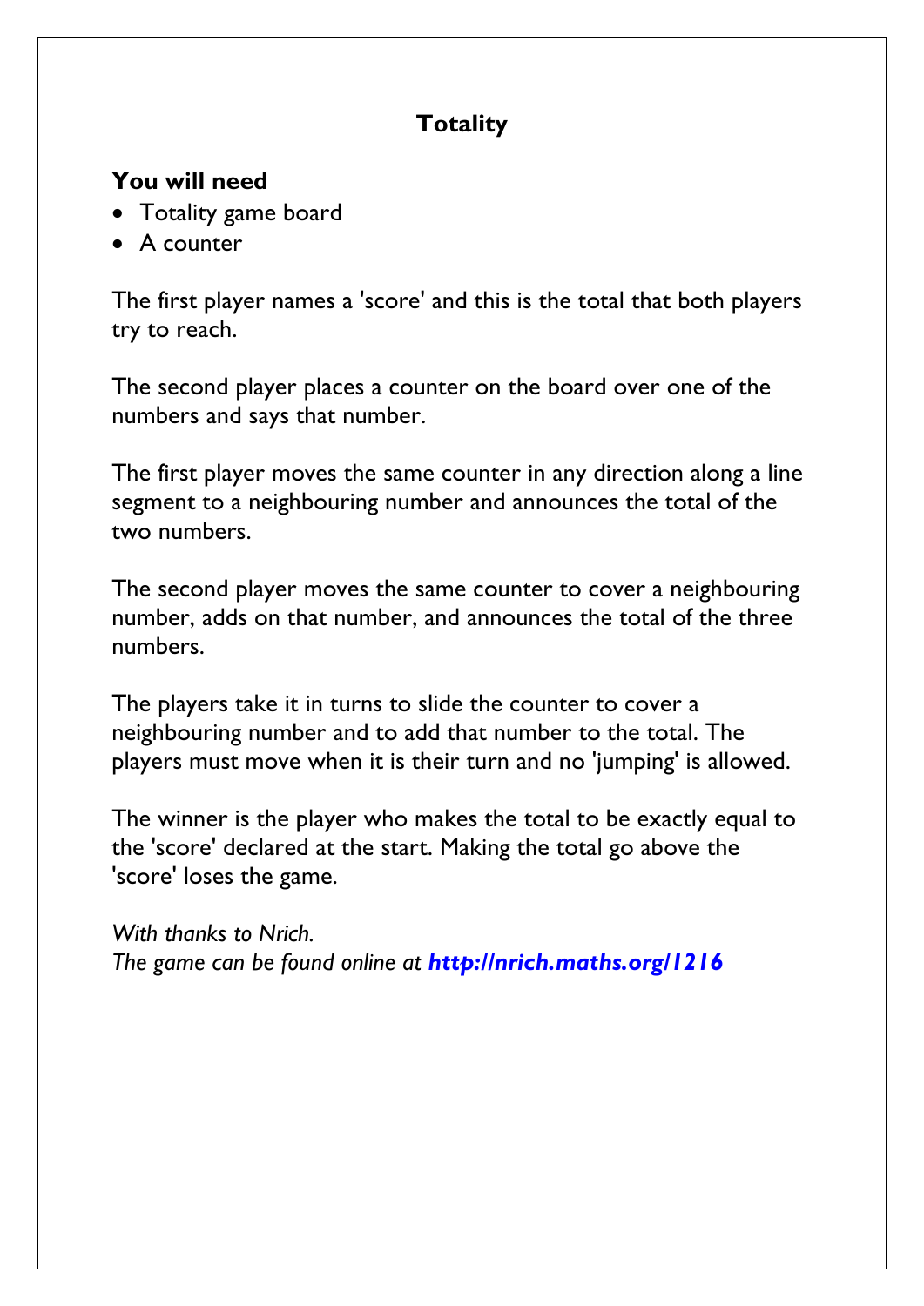# Totality

## You will need

- Totality game board
- A counter

The first player names a 'score' and this is the total that both players try to reach.

The second player places a counter on the board over one of the numbers and says that number.

The first player moves the same counter in any direction along a line segment to a neighbouring number and announces the total of the two numbers.

The second player moves the same counter to cover a neighbouring number, adds on that number, and announces the total of the three numbers.

The players take it in turns to slide the counter to cover a neighbouring number and to add that number to the total. The players must move when it is their turn and no 'jumping' is allowed.

The winner is the player who makes the total to be exactly equal to the 'score' declared at the start. Making the total go above the 'score' loses the game.

*With thanks to Nrich.*
*The game can be found online at* ***http://nrich.maths.org/1216***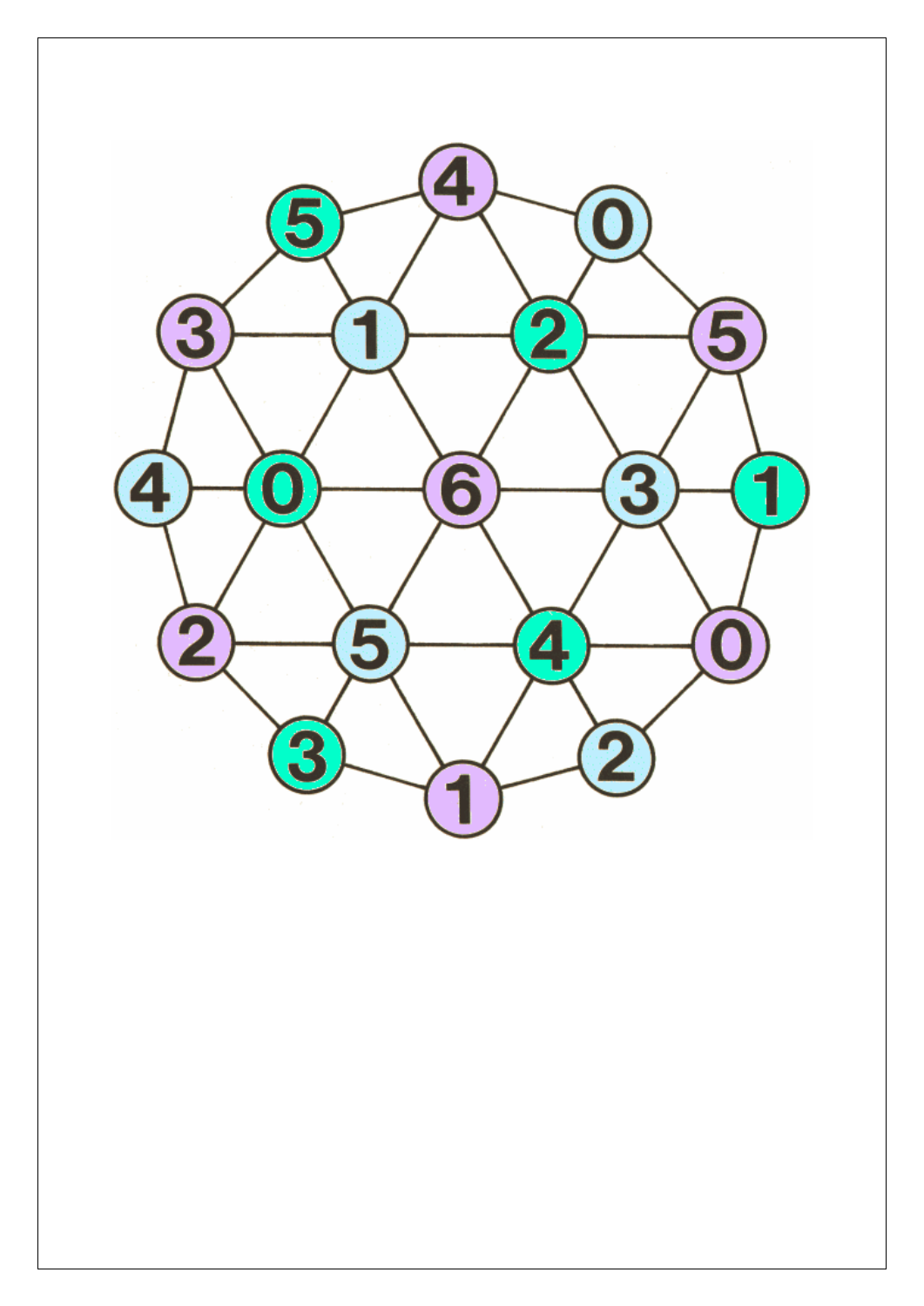4

5 0

3 1 2 5

4 0 6 3 1

2 5 4 0

3 2

1